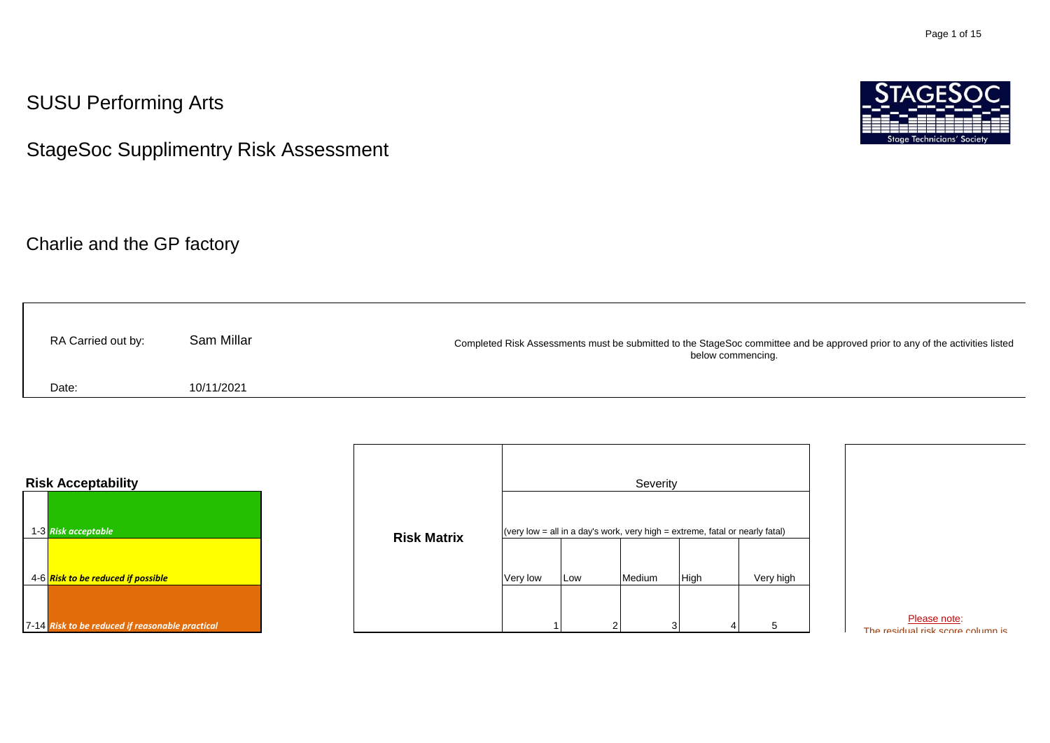SUSU Performing Arts

# StageSoc Supplimentry Risk Assessment

## Charlie and the GP factory

| | |
|---|---|
| RA Carried out by: | Sam Millar |
| Date: | 10/11/2021 |

Completed Risk Assessments must be submitted to the StageSoc committee and be approved prior to any of the activities listed below commencing.

**Risk Acceptability**

| | |
|---|---|
| 1-3 | ***Risk acceptable*** |
| 4-6 | ***Risk to be reduced if possible*** |
| 7-14 | ***Risk to be reduced if reasonable practical*** |

| **Risk Matrix** | Severity | | | | |
|---|---|---|---|---|---|
| | (very low = all in a day's work, very high = extreme, fatal or nearly fatal) | | | | |
| | Very low | Low | Medium | High | Very high |
| | 1 | 2 | 3 | 4 | 5 |

Please note:
The residual risk score column is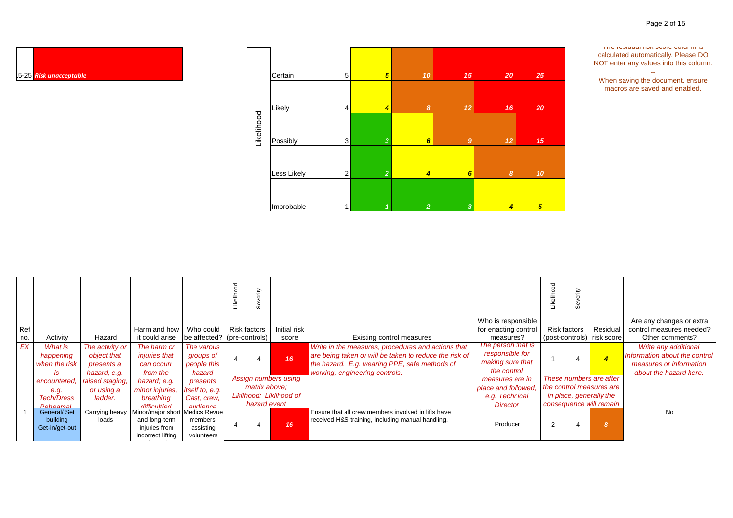| 15-25 | *Risk unacceptable* |
|---|---|

| Likelihood | | | | | | | |
|---|---|---|---|---|---|---|---|
| | Certain | 5 | *5* | *10* | *15* | *20* | *25* |
| | Likely | 4 | *4* | *8* | *12* | *16* | *20* |
| | Possibly | 3 | *3* | *6* | *9* | *12* | *15* |
| | Less Likely | 2 | *2* | *4* | *6* | *8* | *10* |
| | Improbable | 1 | *1* | *2* | *3* | *4* | *5* |

The residual risk score column is calculated automatically. Please DO NOT enter any values into this column.

--

When saving the document, ensure macros are saved and enabled.

| Ref no. | Activity | Hazard | Harm and how it could arise | Who could be affected? | Risk factors (pre-controls) Likelihood | Risk factors (pre-controls) Severity | Initial risk score | Existing control measures | Who is responsible for enacting control measures? | Risk factors (post-controls) Likelihood | Risk factors (post-controls) Severity | Residual risk score | Are any changes or extra control measures needed? Other comments? |
|---|---|---|---|---|---|---|---|---|---|---|---|---|---|
| *EX* | *What is happening when the risk is encountered, e.g. Tech/Dress Rehearsal* | *The activity or object that presents a hazard, e.g. raised staging, or using a ladder.* | *The harm or injuries that can occur from the hazard; e.g. minor injuries, breathing difficulties* | *The varous groups of people this hazard presents itself to, e.g. Cast, crew, audience* | 4 | 4 | *16* | *Write in the measures, procedures and actions that are being taken or will be taken to reduce the risk of the hazard. E.g. wearing PPE, safe methods of working, engineering controls.* | *The person that is responsible for making sure that the control measures are in place and followed, e.g. Technical Director* | 1 | 4 | *4* | *Write any additional Information about the control measures or information about the hazard here.* |
| | | | | | *Assign numbers using matrix above; Liklihood: Liklihood of hazard event* | | | | | *These numbers are after the control measures are in place, generally the consequence will remain* | | | |
| 1 | General/ Set building Get-in/get-out | Carrying heavy loads | Minor/major short and long-term injuries from incorrect lifting | Medics Revue members, assisting volunteers | 4 | 4 | *16* | Ensure that all crew members involved in lifts have received H&S training, including manual handling. | Producer | 2 | 4 | *8* | No |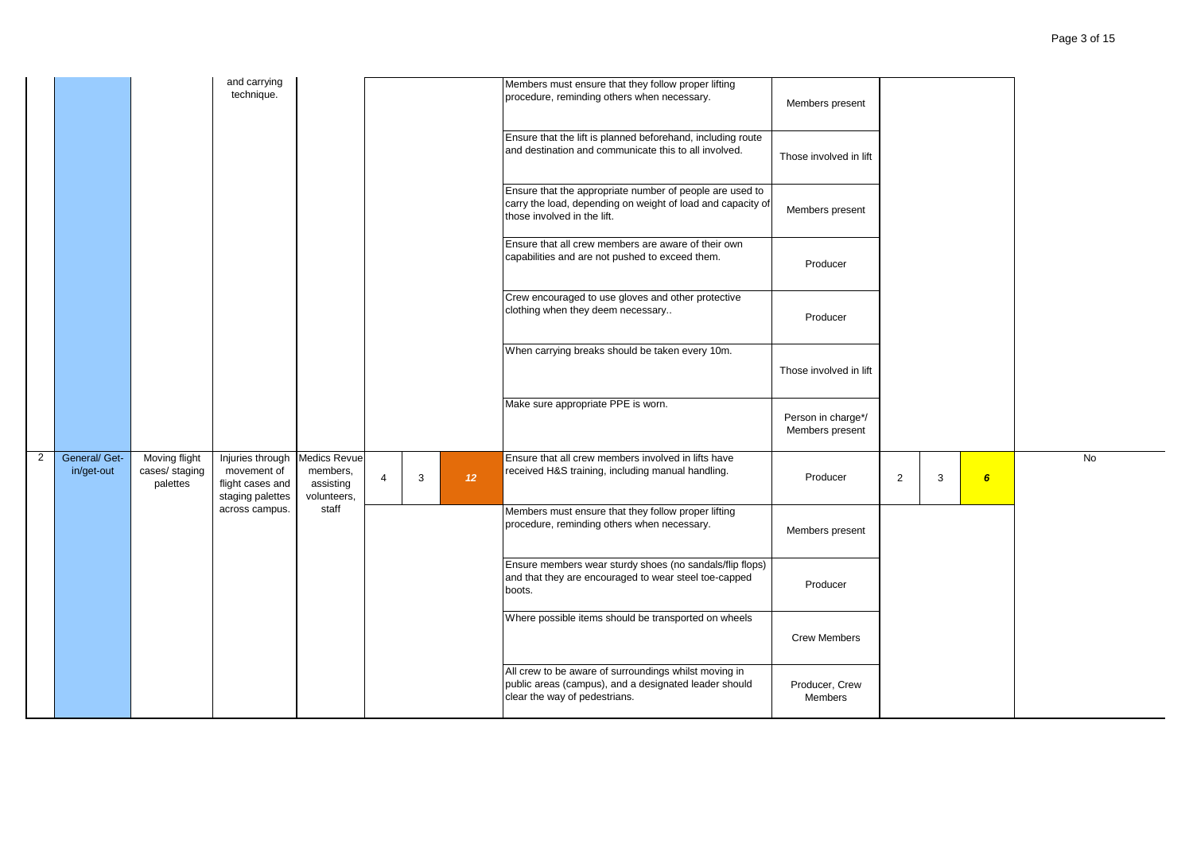| | | | | | | | | | | | | | |
|---|---|---|---|---|---|---|---|---|---|---|---|---|---|
| | | | and carrying technique. | | | | | Members must ensure that they follow proper lifting procedure, reminding others when necessary. | Members present | | | | |
| | | | | | | | | Ensure that the lift is planned beforehand, including route and destination and communicate this to all involved. | Those involved in lift | | | | |
| | | | | | | | | Ensure that the appropriate number of people are used to carry the load, depending on weight of load and capacity of those involved in the lift. | Members present | | | | |
| | | | | | | | | Ensure that all crew members are aware of their own capabilities and are not pushed to exceed them. | Producer | | | | |
| | | | | | | | | Crew encouraged to use gloves and other protective clothing when they deem necessary.. | Producer | | | | |
| | | | | | | | | When carrying breaks should be taken every 10m. | Those involved in lift | | | | |
| | | | | | | | | Make sure appropriate PPE is worn. | Person in charge*/ Members present | | | | |
| 2 | General/ Get-in/get-out | Moving flight cases/ staging palettes | Injuries through movement of flight cases and staging palettes across campus. | Medics Revue members, assisting volunteers, staff | 4 | 3 | 12 | Ensure that all crew members involved in lifts have received H&S training, including manual handling. | Producer | 2 | 3 | 6 | No |
| | | | | | | | | Members must ensure that they follow proper lifting procedure, reminding others when necessary. | Members present | | | | |
| | | | | | | | | Ensure members wear sturdy shoes (no sandals/flip flops) and that they are encouraged to wear steel toe-capped boots. | Producer | | | | |
| | | | | | | | | Where possible items should be transported on wheels | Crew Members | | | | |
| | | | | | | | | All crew to be aware of surroundings whilst moving in public areas (campus), and a designated leader should clear the way of pedestrians. | Producer, Crew Members | | | | |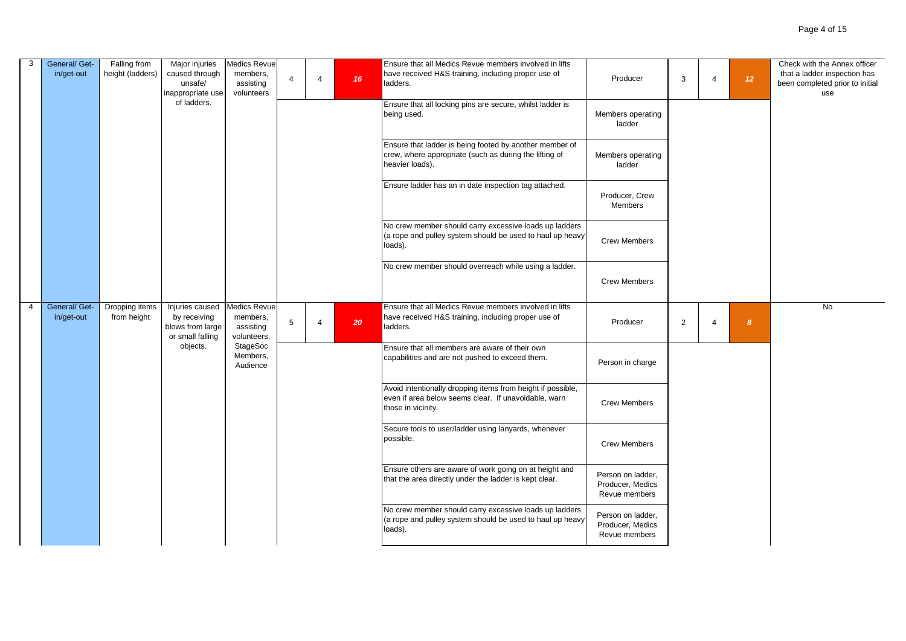| 3 | General/ Get-in/get-out | Falling from height (ladders) | Major injuries caused through unsafe/ inappropriate use of ladders. | Medics Revue members, assisting volunteers | 4 | 4 | 16 | Ensure that all Medics Revue members involved in lifts have received H&S training, including proper use of ladders. | Producer | 3 | 4 | 12 | Check with the Annex officer that a ladder inspection has been completed prior to initial use |
|---|---|---|---|---|---|---|---|---|---|---|---|---|---|
| | | | | | | | | Ensure that all locking pins are secure, whilst ladder is being used. | Members operating ladder | | | | |
| | | | | | | | | Ensure that ladder is being footed by another member of crew, where appropriate (such as during the lifting of heavier loads). | Members operating ladder | | | | |
| | | | | | | | | Ensure ladder has an in date inspection tag attached. | Producer, Crew Members | | | | |
| | | | | | | | | No crew member should carry excessive loads up ladders (a rope and pulley system should be used to haul up heavy loads). | Crew Members | | | | |
| | | | | | | | | No crew member should overreach while using a ladder. | Crew Members | | | | |
| 4 | General/ Get-in/get-out | Dropping items from height | Injuries caused by receiving blows from large or small falling objects. | Medics Revue members, assisting volunteers, StageSoc Members, Audience | 5 | 4 | 20 | Ensure that all Medics Revue members involved in lifts have received H&S training, including proper use of ladders. | Producer | 2 | 4 | 8 | No |
| | | | | | | | | Ensure that all members are aware of their own capabilities and are not pushed to exceed them. | Person in charge | | | | |
| | | | | | | | | Avoid intentionally dropping items from height if possible, even if area below seems clear. If unavoidable, warn those in vicinity. | Crew Members | | | | |
| | | | | | | | | Secure tools to user/ladder using lanyards, whenever possible. | Crew Members | | | | |
| | | | | | | | | Ensure others are aware of work going on at height and that the area directly under the ladder is kept clear. | Person on ladder, Producer, Medics Revue members | | | | |
| | | | | | | | | No crew member should carry excessive loads up ladders (a rope and pulley system should be used to haul up heavy loads). | Person on ladder, Producer, Medics Revue members | | | | |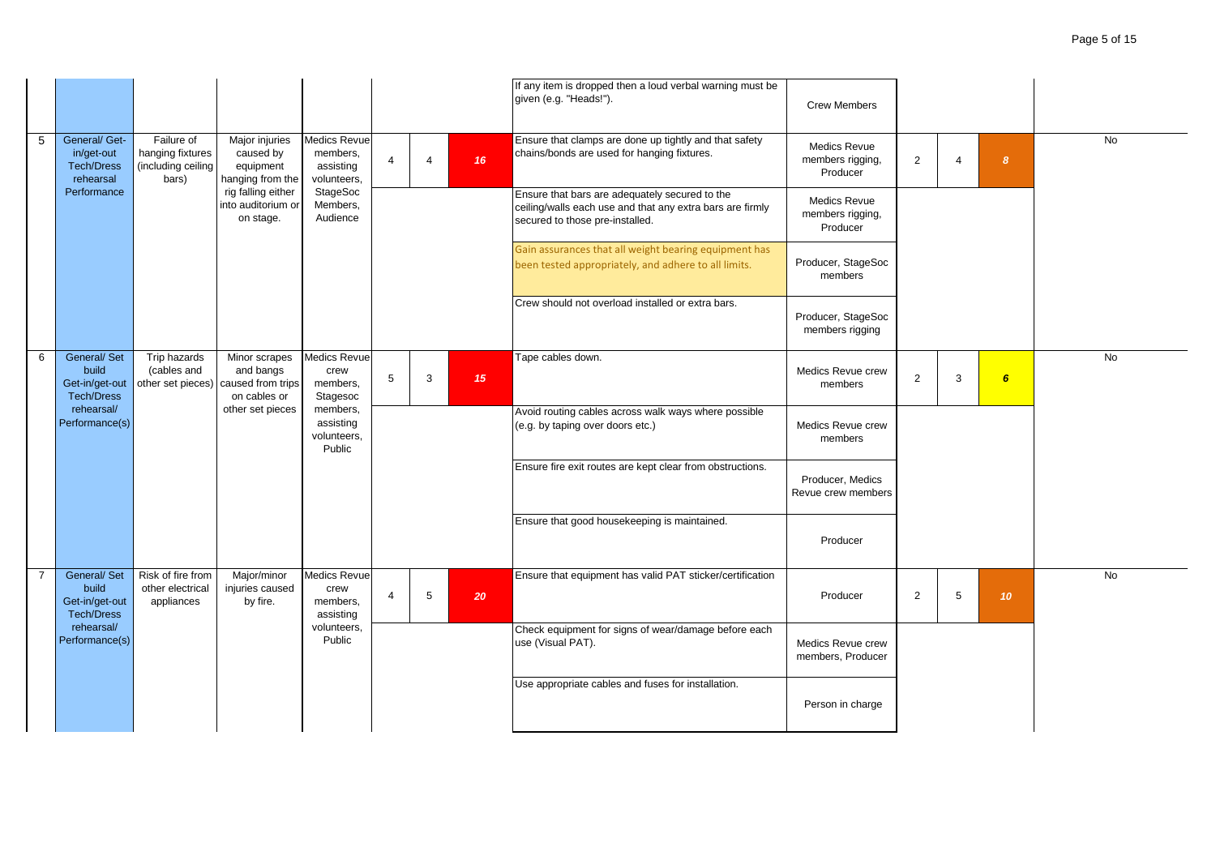| | | | | | | | | | | | | | |
|---|---|---|---|---|---|---|---|---|---|---|---|---|---|
| | | | | | | | | If any item is dropped then a loud verbal warning must be given (e.g. "Heads!"). | Crew Members | | | | |
| 5 | General/ Get-in/get-out Tech/Dress rehearsal Performance | Failure of hanging fixtures (including ceiling bars) | Major injuries caused by equipment hanging from the rig falling either into auditorium or on stage. | Medics Revue members, assisting volunteers, StageSoc Members, Audience | 4 | 4 | ***16*** | Ensure that clamps are done up tightly and that safety chains/bonds are used for hanging fixtures. | Medics Revue members rigging, Producer | 2 | 4 | ***8*** | No |
| | | | | | | | | Ensure that bars are adequately secured to the ceiling/walls each use and that any extra bars are firmly secured to those pre-installed. | Medics Revue members rigging, Producer | | | | |
| | | | | | | | | Gain assurances that all weight bearing equipment has been tested appropriately, and adhere to all limits. | Producer, StageSoc members | | | | |
| | | | | | | | | Crew should not overload installed or extra bars. | Producer, StageSoc members rigging | | | | |
| 6 | General/ Set build Get-in/get-out Tech/Dress rehearsal/ Performance(s) | Trip hazards (cables and other set pieces) | Minor scrapes and bangs caused from trips on cables or other set pieces | Medics Revue crew members, Stagesoc members, assisting volunteers, Public | 5 | 3 | ***15*** | Tape cables down. | Medics Revue crew members | 2 | 3 | ***6*** | No |
| | | | | | | | | Avoid routing cables across walk ways where possible (e.g. by taping over doors etc.) | Medics Revue crew members | | | | |
| | | | | | | | | Ensure fire exit routes are kept clear from obstructions. | Producer, Medics Revue crew members | | | | |
| | | | | | | | | Ensure that good housekeeping is maintained. | Producer | | | | |
| 7 | General/ Set build Get-in/get-out Tech/Dress rehearsal/ Performance(s) | Risk of fire from other electrical appliances | Major/minor injuries caused by fire. | Medics Revue crew members, assisting volunteers, Public | 4 | 5 | ***20*** | Ensure that equipment has valid PAT sticker/certification | Producer | 2 | 5 | ***10*** | No |
| | | | | | | | | Check equipment for signs of wear/damage before each use (Visual PAT). | Medics Revue crew members, Producer | | | | |
| | | | | | | | | Use appropriate cables and fuses for installation. | Person in charge | | | | |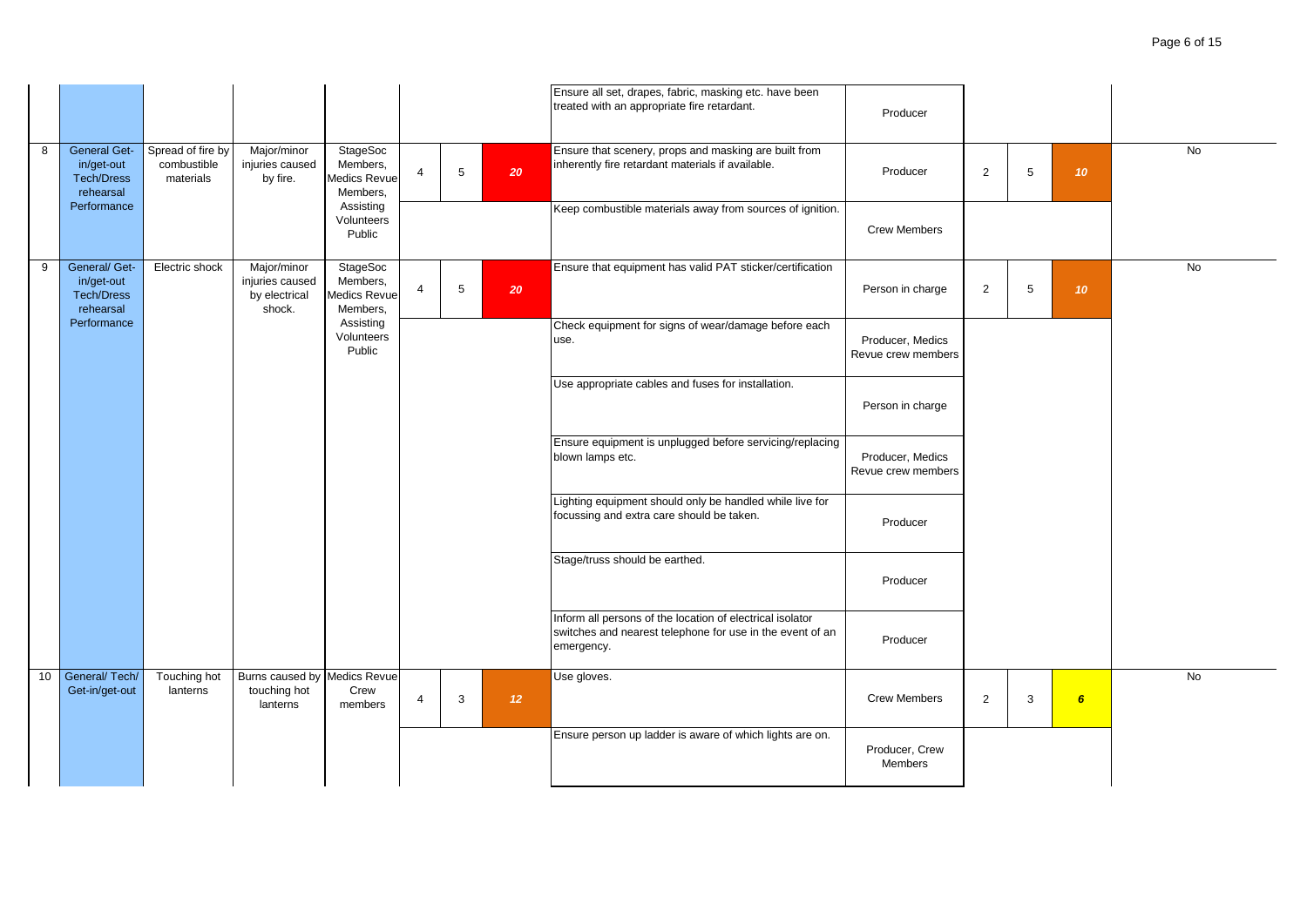| | | | | | | | | | | | | | |
|---|---|---|---|---|---|---|---|---|---|---|---|---|---|
| | | | | | | | | Ensure all set, drapes, fabric, masking etc. have been treated with an appropriate fire retardant. | Producer | | | | |
| 8 | General Get-in/get-out Tech/Dress rehearsal Performance | Spread of fire by combustible materials | Major/minor injuries caused by fire. | StageSoc Members, Medics Revue Members, Assisting Volunteers Public | 4 | 5 | ***20*** | Ensure that scenery, props and masking are built from inherently fire retardant materials if available. | Producer | 2 | 5 | ***10*** | No |
| | | | | | | | | Keep combustible materials away from sources of ignition. | Crew Members | | | | |
| 9 | General/ Get-in/get-out Tech/Dress rehearsal Performance | Electric shock | Major/minor injuries caused by electrical shock. | StageSoc Members, Medics Revue Members, Assisting Volunteers Public | 4 | 5 | ***20*** | Ensure that equipment has valid PAT sticker/certification | Person in charge | 2 | 5 | ***10*** | No |
| | | | | | | | | Check equipment for signs of wear/damage before each use. | Producer, Medics Revue crew members | | | | |
| | | | | | | | | Use appropriate cables and fuses for installation. | Person in charge | | | | |
| | | | | | | | | Ensure equipment is unplugged before servicing/replacing blown lamps etc. | Producer, Medics Revue crew members | | | | |
| | | | | | | | | Lighting equipment should only be handled while live for focussing and extra care should be taken. | Producer | | | | |
| | | | | | | | | Stage/truss should be earthed. | Producer | | | | |
| | | | | | | | | Inform all persons of the location of electrical isolator switches and nearest telephone for use in the event of an emergency. | Producer | | | | |
| 10 | General/ Tech/ Get-in/get-out | Touching hot lanterns | Burns caused by touching hot lanterns | Medics Revue Crew members | 4 | 3 | ***12*** | Use gloves. | Crew Members | 2 | 3 | ***6*** | No |
| | | | | | | | | Ensure person up ladder is aware of which lights are on. | Producer, Crew Members | | | | |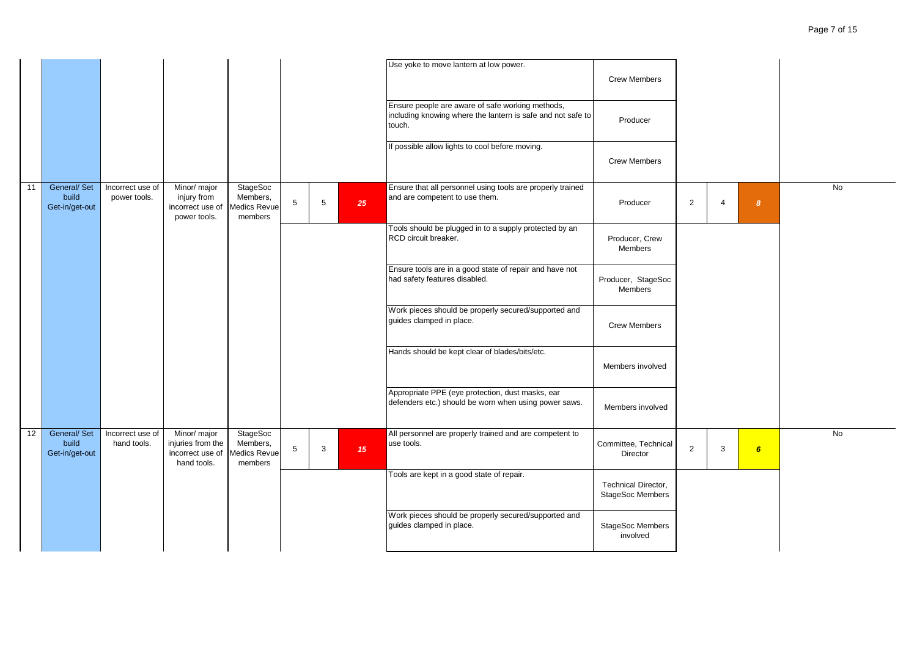| | | | | | | | | | | | | | |
|---|---|---|---|---|---|---|---|---|---|---|---|---|---|
| | | | | | | | | Use yoke to move lantern at low power. | Crew Members | | | | |
| | | | | | | | | Ensure people are aware of safe working methods, including knowing where the lantern is safe and not safe to touch. | Producer | | | | |
| | | | | | | | | If possible allow lights to cool before moving. | Crew Members | | | | |
| 11 | General/ Set build Get-in/get-out | Incorrect use of power tools. | Minor/ major injury from incorrect use of power tools. | StageSoc Members, Medics Revue members | 5 | 5 | ***25*** | Ensure that all personnel using tools are properly trained and are competent to use them. | Producer | 2 | 4 | ***8*** | No |
| | | | | | | | | Tools should be plugged in to a supply protected by an RCD circuit breaker. | Producer, Crew Members | | | | |
| | | | | | | | | Ensure tools are in a good state of repair and have not had safety features disabled. | Producer, StageSoc Members | | | | |
| | | | | | | | | Work pieces should be properly secured/supported and guides clamped in place. | Crew Members | | | | |
| | | | | | | | | Hands should be kept clear of blades/bits/etc. | Members involved | | | | |
| | | | | | | | | Appropriate PPE (eye protection, dust masks, ear defenders etc.) should be worn when using power saws. | Members involved | | | | |
| 12 | General/ Set build Get-in/get-out | Incorrect use of hand tools. | Minor/ major injuries from the incorrect use of hand tools. | StageSoc Members, Medics Revue members | 5 | 3 | ***15*** | All personnel are properly trained and are competent to use tools. | Committee, Technical Director | 2 | 3 | ***6*** | No |
| | | | | | | | | Tools are kept in a good state of repair. | Technical Director, StageSoc Members | | | | |
| | | | | | | | | Work pieces should be properly secured/supported and guides clamped in place. | StageSoc Members involved | | | | |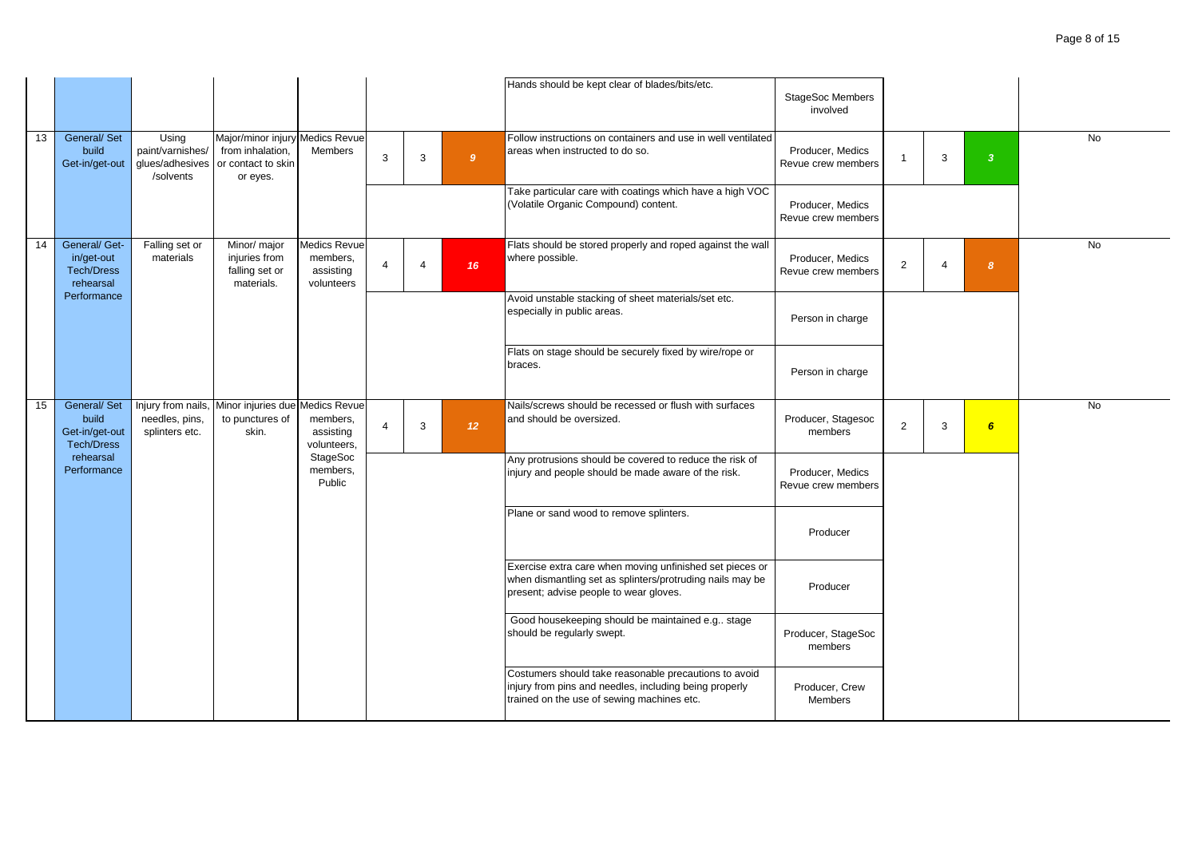| | | | | | | | | Hands should be kept clear of blades/bits/etc. | StageSoc Members involved | | | | |
|---|---|---|---|---|---|---|---|---|---|---|---|---|---|
| 13 | General/ Set build Get-in/get-out | Using paint/varnishes/ glues/adhesives /solvents | Major/minor injury from inhalation, or contact to skin or eyes. | Medics Revue Members | 3 | 3 | 9 | Follow instructions on containers and use in well ventilated areas when instructed to do so. | Producer, Medics Revue crew members | 1 | 3 | 3 | No |
| | | | | | | | | Take particular care with coatings which have a high VOC (Volatile Organic Compound) content. | Producer, Medics Revue crew members | | | | |
| 14 | General/ Get-in/get-out Tech/Dress rehearsal Performance | Falling set or materials | Minor/ major injuries from falling set or materials. | Medics Revue members, assisting volunteers | 4 | 4 | 16 | Flats should be stored properly and roped against the wall where possible. | Producer, Medics Revue crew members | 2 | 4 | 8 | No |
| | | | | | | | | Avoid unstable stacking of sheet materials/set etc. especially in public areas. | Person in charge | | | | |
| | | | | | | | | Flats on stage should be securely fixed by wire/rope or braces. | Person in charge | | | | |
| 15 | General/ Set build Get-in/get-out Tech/Dress rehearsal Performance | Injury from nails, needles, pins, splinters etc. | Minor injuries due to punctures of skin. | Medics Revue members, assisting volunteers, StageSoc members, Public | 4 | 3 | 12 | Nails/screws should be recessed or flush with surfaces and should be oversized. | Producer, Stagesoc members | 2 | 3 | 6 | No |
| | | | | | | | | Any protrusions should be covered to reduce the risk of injury and people should be made aware of the risk. | Producer, Medics Revue crew members | | | | |
| | | | | | | | | Plane or sand wood to remove splinters. | Producer | | | | |
| | | | | | | | | Exercise extra care when moving unfinished set pieces or when dismantling set as splinters/protruding nails may be present; advise people to wear gloves. | Producer | | | | |
| | | | | | | | | Good housekeeping should be maintained e.g.. stage should be regularly swept. | Producer, StageSoc members | | | | |
| | | | | | | | | Costumers should take reasonable precautions to avoid injury from pins and needles, including being properly trained on the use of sewing machines etc. | Producer, Crew Members | | | | |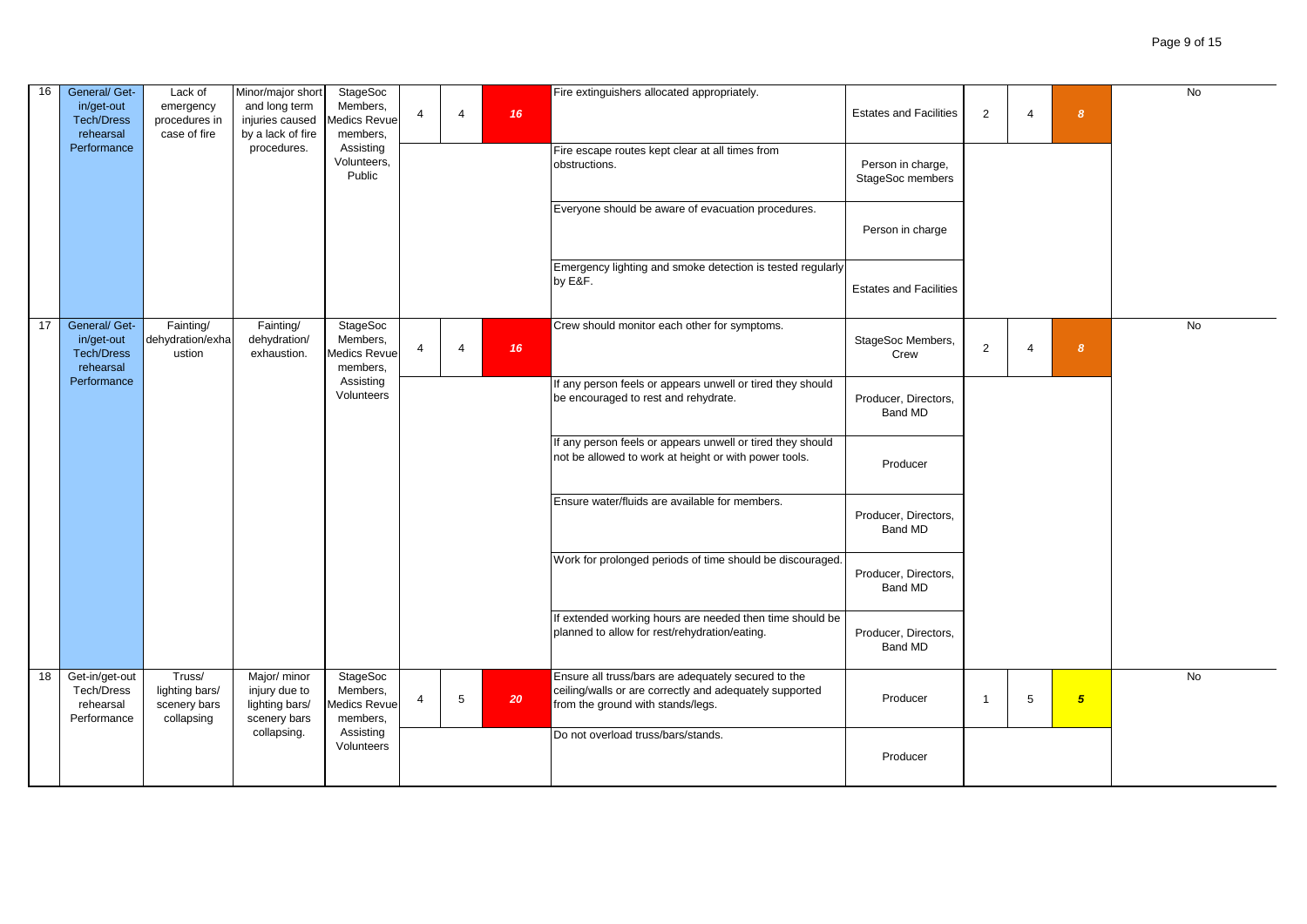| 16 | General/ Get-in/get-out Tech/Dress rehearsal Performance | Lack of emergency procedures in case of fire | Minor/major short and long term injuries caused by a lack of fire procedures. | StageSoc Members, Medics Revue members, Assisting Volunteers, Public | 4 | 4 | 16 | Fire extinguishers allocated appropriately. | Estates and Facilities | 2 | 4 | 8 | No |
|---|---|---|---|---|---|---|---|---|---|---|---|---|---|
| | | | | | | | | Fire escape routes kept clear at all times from obstructions. | Person in charge, StageSoc members | | | | |
| | | | | | | | | Everyone should be aware of evacuation procedures. | Person in charge | | | | |
| | | | | | | | | Emergency lighting and smoke detection is tested regularly by E&F. | Estates and Facilities | | | | |
| 17 | General/ Get-in/get-out Tech/Dress rehearsal Performance | Fainting/ dehydration/exhaustion | Fainting/ dehydration/ exhaustion. | StageSoc Members, Medics Revue members, Assisting Volunteers | 4 | 4 | 16 | Crew should monitor each other for symptoms. | StageSoc Members, Crew | 2 | 4 | 8 | No |
| | | | | | | | | If any person feels or appears unwell or tired they should be encouraged to rest and rehydrate. | Producer, Directors, Band MD | | | | |
| | | | | | | | | If any person feels or appears unwell or tired they should not be allowed to work at height or with power tools. | Producer | | | | |
| | | | | | | | | Ensure water/fluids are available for members. | Producer, Directors, Band MD | | | | |
| | | | | | | | | Work for prolonged periods of time should be discouraged. | Producer, Directors, Band MD | | | | |
| | | | | | | | | If extended working hours are needed then time should be planned to allow for rest/rehydration/eating. | Producer, Directors, Band MD | | | | |
| 18 | Get-in/get-out Tech/Dress rehearsal Performance | Truss/ lighting bars/ scenery bars collapsing | Major/ minor injury due to lighting bars/ scenery bars collapsing. | StageSoc Members, Medics Revue members, Assisting Volunteers | 4 | 5 | 20 | Ensure all truss/bars are adequately secured to the ceiling/walls or are correctly and adequately supported from the ground with stands/legs. | Producer | 1 | 5 | 5 | No |
| | | | | | | | | Do not overload truss/bars/stands. | Producer | | | | |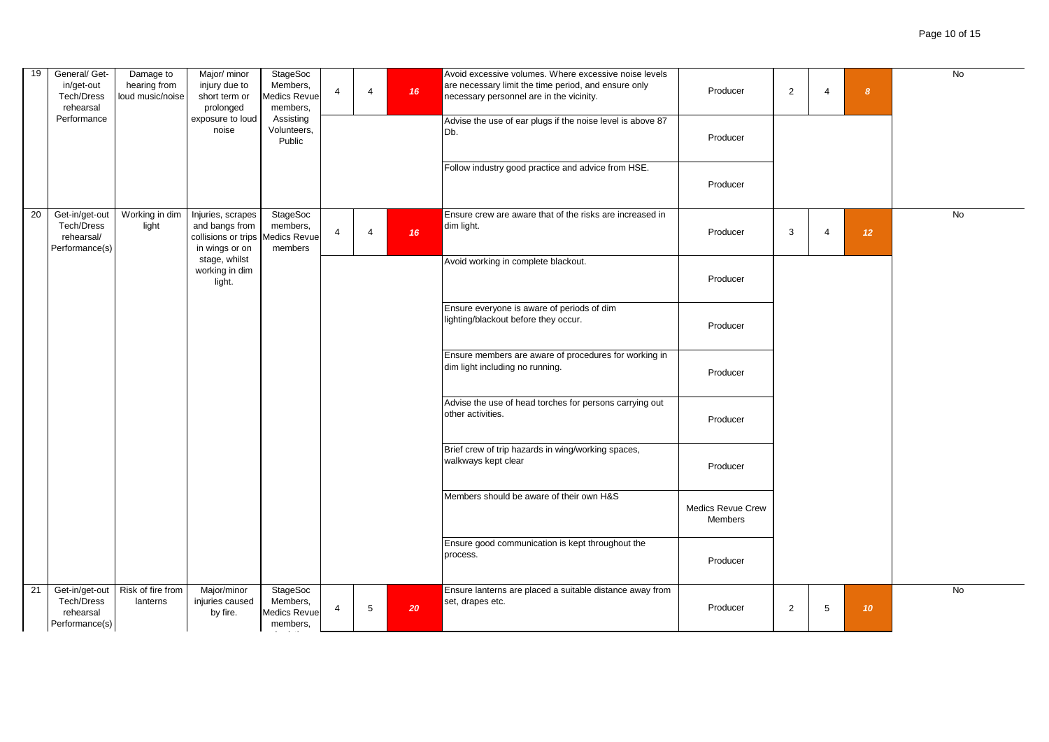| 19 | General/ Get-in/get-out Tech/Dress rehearsal Performance | Damage to hearing from loud music/noise | Major/ minor injury due to short term or prolonged exposure to loud noise | StageSoc Members, Medics Revue members, Assisting Volunteers, Public | 4 | 4 | 16 | Avoid excessive volumes. Where excessive noise levels are necessary limit the time period, and ensure only necessary personnel are in the vicinity. | Producer | 2 | 4 | 8 | No |
|---|---|---|---|---|---|---|---|---|---|---|---|---|---|
| | | | | | | | | Advise the use of ear plugs if the noise level is above 87 Db. | Producer | | | | |
| | | | | | | | | Follow industry good practice and advice from HSE. | Producer | | | | |
| 20 | Get-in/get-out Tech/Dress rehearsal/ Performance(s) | Working in dim light | Injuries, scrapes and bangs from collisions or trips in wings or on stage, whilst working in dim light. | StageSoc members, Medics Revue members | 4 | 4 | 16 | Ensure crew are aware that of the risks are increased in dim light. | Producer | 3 | 4 | 12 | No |
| | | | | | | | | Avoid working in complete blackout. | Producer | | | | |
| | | | | | | | | Ensure everyone is aware of periods of dim lighting/blackout before they occur. | Producer | | | | |
| | | | | | | | | Ensure members are aware of procedures for working in dim light including no running. | Producer | | | | |
| | | | | | | | | Advise the use of head torches for persons carrying out other activities. | Producer | | | | |
| | | | | | | | | Brief crew of trip hazards in wing/working spaces, walkways kept clear | Producer | | | | |
| | | | | | | | | Members should be aware of their own H&S | Medics Revue Crew Members | | | | |
| | | | | | | | | Ensure good communication is kept throughout the process. | Producer | | | | |
| 21 | Get-in/get-out Tech/Dress rehearsal Performance(s) | Risk of fire from lanterns | Major/minor injuries caused by fire. | StageSoc Members, Medics Revue members, | 4 | 5 | 20 | Ensure lanterns are placed a suitable distance away from set, drapes etc. | Producer | 2 | 5 | 10 | No |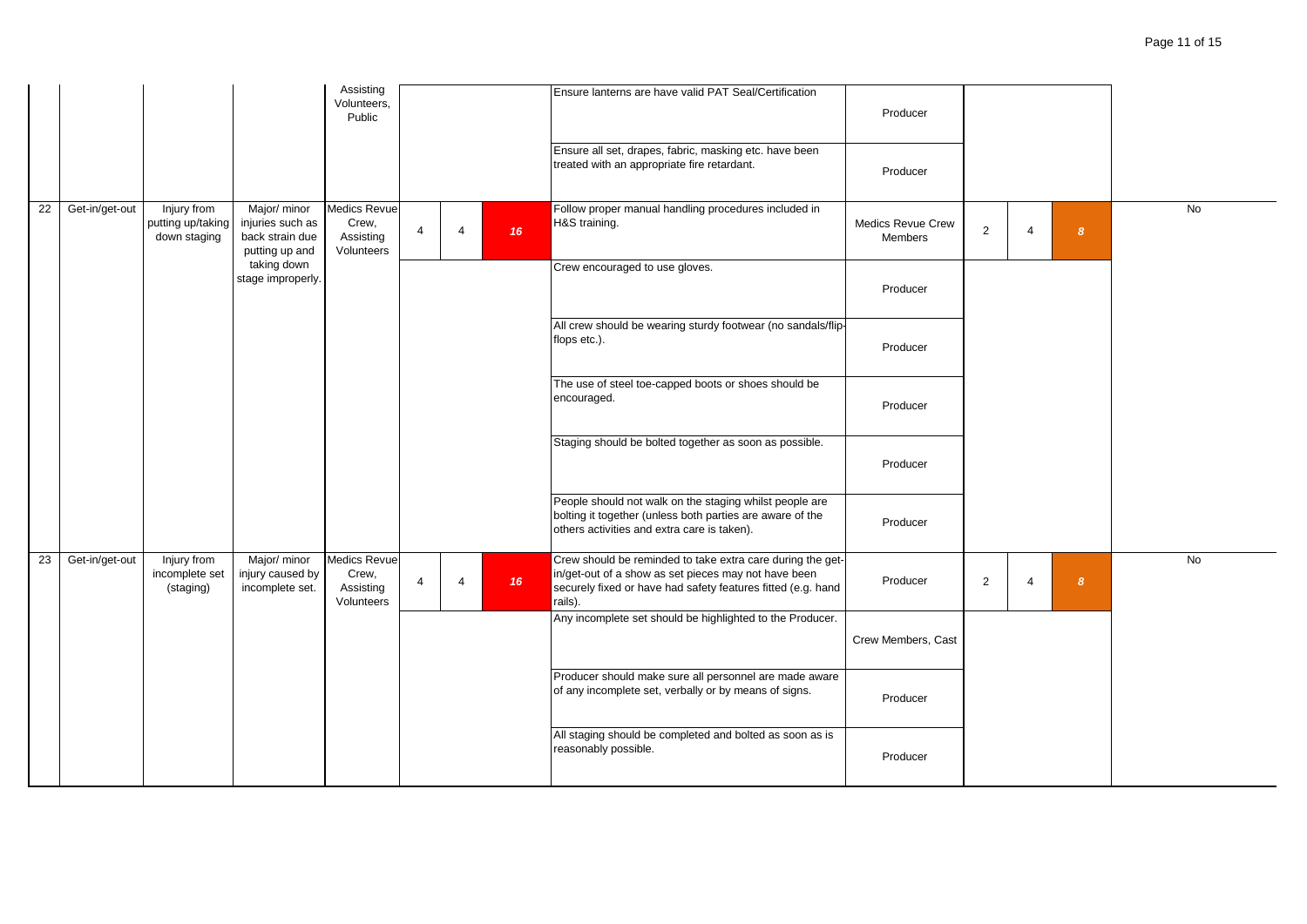| | | | | | | | | | | | | | |
|---|---|---|---|---|---|---|---|---|---|---|---|---|---|
| | | | | Assisting Volunteers, Public | | | | Ensure lanterns are have valid PAT Seal/Certification | Producer | | | | |
| | | | | | | | | Ensure all set, drapes, fabric, masking etc. have been treated with an appropriate fire retardant. | Producer | | | | |
| 22 | Get-in/get-out | Injury from putting up/taking down staging | Major/ minor injuries such as back strain due putting up and taking down stage improperly. | Medics Revue Crew, Assisting Volunteers | 4 | 4 | ***16*** | Follow proper manual handling procedures included in H&S training. | Medics Revue Crew Members | 2 | 4 | ***8*** | No |
| | | | | | | | | Crew encouraged to use gloves. | Producer | | | | |
| | | | | | | | | All crew should be wearing sturdy footwear (no sandals/flip-flops etc.). | Producer | | | | |
| | | | | | | | | The use of steel toe-capped boots or shoes should be encouraged. | Producer | | | | |
| | | | | | | | | Staging should be bolted together as soon as possible. | Producer | | | | |
| | | | | | | | | People should not walk on the staging whilst people are bolting it together (unless both parties are aware of the others activities and extra care is taken). | Producer | | | | |
| 23 | Get-in/get-out | Injury from incomplete set (staging) | Major/ minor injury caused by incomplete set. | Medics Revue Crew, Assisting Volunteers | 4 | 4 | ***16*** | Crew should be reminded to take extra care during the get-in/get-out of a show as set pieces may not have been securely fixed or have had safety features fitted (e.g. hand rails). | Producer | 2 | 4 | ***8*** | No |
| | | | | | | | | Any incomplete set should be highlighted to the Producer. | Crew Members, Cast | | | | |
| | | | | | | | | Producer should make sure all personnel are made aware of any incomplete set, verbally or by means of signs. | Producer | | | | |
| | | | | | | | | All staging should be completed and bolted as soon as is reasonably possible. | Producer | | | | |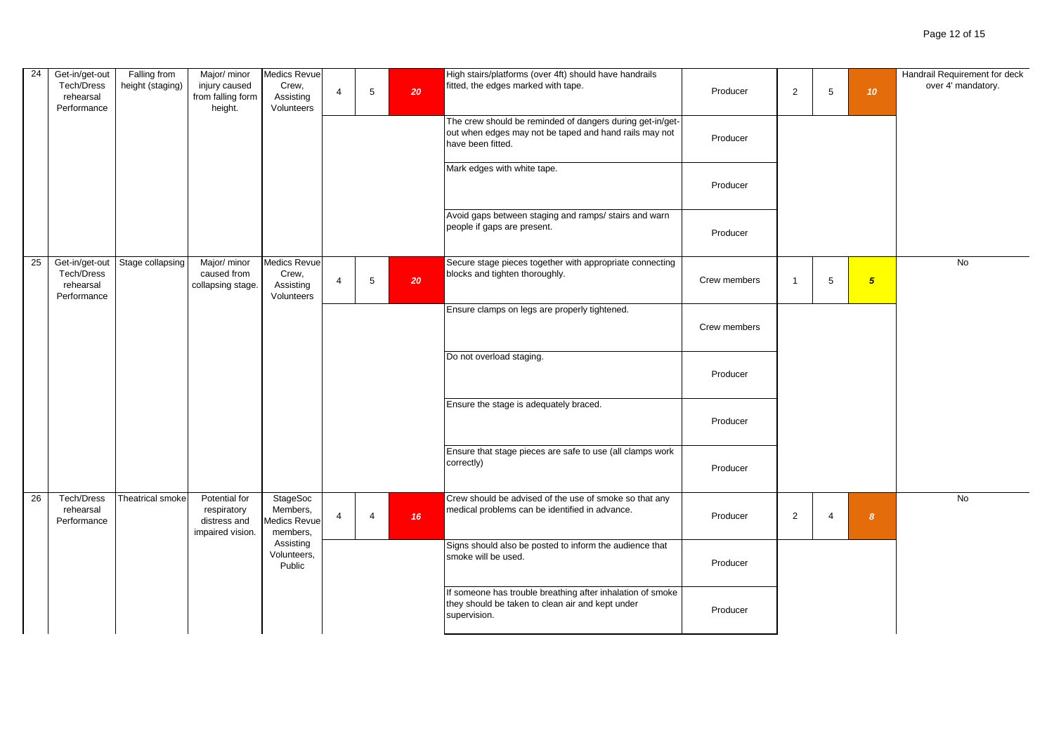| 24 | Get-in/get-out Tech/Dress rehearsal Performance | Falling from height (staging) | Major/ minor injury caused from falling form height. | Medics Revue Crew, Assisting Volunteers | 4 | 5 | 20 | High stairs/platforms (over 4ft) should have handrails fitted, the edges marked with tape. | Producer | 2 | 5 | 10 | Handrail Requirement for deck over 4' mandatory. |
|---|---|---|---|---|---|---|---|---|---|---|---|---|---|
| | | | | | | | | The crew should be reminded of dangers during get-in/get-out when edges may not be taped and hand rails may not have been fitted. | Producer | | | | |
| | | | | | | | | Mark edges with white tape. | Producer | | | | |
| | | | | | | | | Avoid gaps between staging and ramps/ stairs and warn people if gaps are present. | Producer | | | | |
| 25 | Get-in/get-out Tech/Dress rehearsal Performance | Stage collapsing | Major/ minor caused from collapsing stage. | Medics Revue Crew, Assisting Volunteers | 4 | 5 | 20 | Secure stage pieces together with appropriate connecting blocks and tighten thoroughly. | Crew members | 1 | 5 | 5 | No |
| | | | | | | | | Ensure clamps on legs are properly tightened. | Crew members | | | | |
| | | | | | | | | Do not overload staging. | Producer | | | | |
| | | | | | | | | Ensure the stage is adequately braced. | Producer | | | | |
| | | | | | | | | Ensure that stage pieces are safe to use (all clamps work correctly) | Producer | | | | |
| 26 | Tech/Dress rehearsal Performance | Theatrical smoke | Potential for respiratory distress and impaired vision. | StageSoc Members, Medics Revue members, Assisting Volunteers, Public | 4 | 4 | 16 | Crew should be advised of the use of smoke so that any medical problems can be identified in advance. | Producer | 2 | 4 | 8 | No |
| | | | | | | | | Signs should also be posted to inform the audience that smoke will be used. | Producer | | | | |
| | | | | | | | | If someone has trouble breathing after inhalation of smoke they should be taken to clean air and kept under supervision. | Producer | | | | |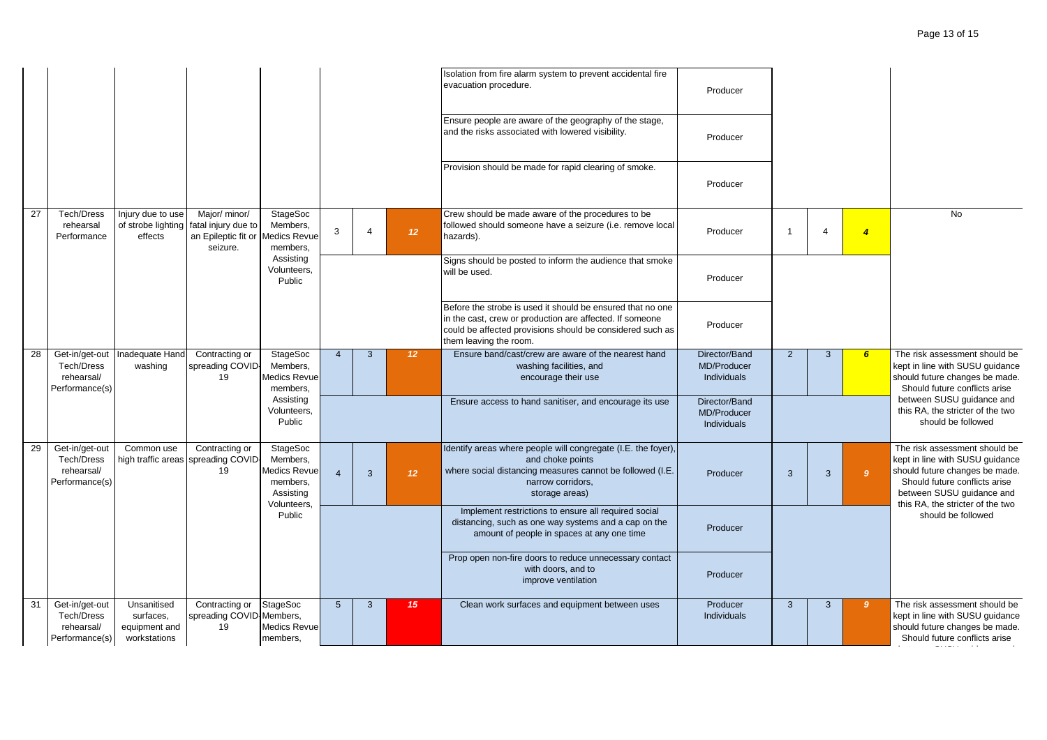| | | | | | | | | | | | | | |
|---|---|---|---|---|---|---|---|---|---|---|---|---|---|
| | | | | | | | | Isolation from fire alarm system to prevent accidental fire evacuation procedure. | Producer | | | | |
| | | | | | | | | Ensure people are aware of the geography of the stage, and the risks associated with lowered visibility. | Producer | | | | |
| | | | | | | | | Provision should be made for rapid clearing of smoke. | Producer | | | | |
| 27 | Tech/Dress rehearsal Performance | Injury due to use of strobe lighting effects | Major/ minor/ fatal injury due to an Epileptic fit or seizure. | StageSoc Members, Medics Revue members, Assisting Volunteers, Public | 3 | 4 | 12 | Crew should be made aware of the procedures to be followed should someone have a seizure (i.e. remove local hazards). | Producer | 1 | 4 | 4 | No |
| | | | | | | | | Signs should be posted to inform the audience that smoke will be used. | Producer | | | | |
| | | | | | | | | Before the strobe is used it should be ensured that no one in the cast, crew or production are affected. If someone could be affected provisions should be considered such as them leaving the room. | Producer | | | | |
| 28 | Get-in/get-out Tech/Dress rehearsal/ Performance(s) | Inadequate Hand washing | Contracting or spreading COVID-19 | StageSoc Members, Medics Revue members, Assisting Volunteers, Public | 4 | 3 | 12 | Ensure band/cast/crew are aware of the nearest hand washing facilities, and encourage their use | Director/Band MD/Producer Individuals | 2 | 3 | 6 | The risk assessment should be kept in line with SUSU guidance should future changes be made. Should future conflicts arise between SUSU guidance and this RA, the stricter of the two should be followed |
| | | | | | | | | Ensure access to hand sanitiser, and encourage its use | Director/Band MD/Producer Individuals | | | | |
| 29 | Get-in/get-out Tech/Dress rehearsal/ Performance(s) | Common use high traffic areas | Contracting or spreading COVID-19 | StageSoc Members, Medics Revue members, Assisting Volunteers, Public | 4 | 3 | 12 | Identify areas where people will congregate (I.E. the foyer), and choke points where social distancing measures cannot be followed (I.E. narrow corridors, storage areas) | Producer | 3 | 3 | 9 | The risk assessment should be kept in line with SUSU guidance should future changes be made. Should future conflicts arise between SUSU guidance and this RA, the stricter of the two should be followed |
| | | | | | | | | Implement restrictions to ensure all required social distancing, such as one way systems and a cap on the amount of people in spaces at any one time | Producer | | | | |
| | | | | | | | | Prop open non-fire doors to reduce unnecessary contact with doors, and to improve ventilation | Producer | | | | |
| 31 | Get-in/get-out Tech/Dress rehearsal/ Performance(s) | Unsanitised surfaces, equipment and workstations | Contracting or spreading COVID-19 | StageSoc Members, Medics Revue members, | 5 | 3 | 15 | Clean work surfaces and equipment between uses | Producer Individuals | 3 | 3 | 9 | The risk assessment should be kept in line with SUSU guidance should future changes be made. Should future conflicts arise |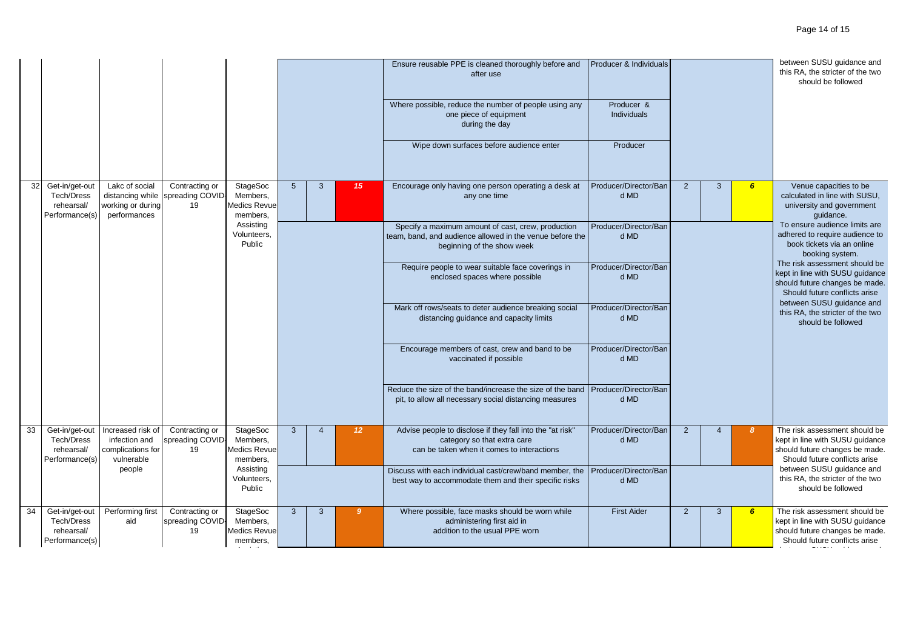| | | | | | | | | | | | | | |
|---|---|---|---|---|---|---|---|---|---|---|---|---|---|
| | | | | | | | | Ensure reusable PPE is cleaned thoroughly before and after use | Producer & Individuals | | | | between SUSU guidance and this RA, the stricter of the two should be followed |
| | | | | | | | | Where possible, reduce the number of people using any one piece of equipment during the day | Producer & Individuals | | | | |
| | | | | | | | | Wipe down surfaces before audience enter | Producer | | | | |
| 32 | Get-in/get-out Tech/Dress rehearsal/ Performance(s) | Lakc of social distancing while working or during performances | Contracting or spreading COVID-19 | StageSoc Members, Medics Revue members, Assisting Volunteers, Public | 5 | 3 | 15 | Encourage only having one person operating a desk at any one time | Producer/Director/Band MD | 2 | 3 | 6 | Venue capacities to be calculated in line with SUSU, university and government guidance. To ensure audience limits are adhered to require audience to book tickets via an online booking system. The risk assessment should be kept in line with SUSU guidance should future changes be made. Should future conflicts arise between SUSU guidance and this RA, the stricter of the two should be followed |
| | | | | | | | | Specify a maximum amount of cast, crew, production team, band, and audience allowed in the venue before the beginning of the show week | Producer/Director/Band MD | | | | |
| | | | | | | | | Require people to wear suitable face coverings in enclosed spaces where possible | Producer/Director/Band MD | | | | |
| | | | | | | | | Mark off rows/seats to deter audience breaking social distancing guidance and capacity limits | Producer/Director/Band MD | | | | |
| | | | | | | | | Encourage members of cast, crew and band to be vaccinated if possible | Producer/Director/Band MD | | | | |
| | | | | | | | | Reduce the size of the band/increase the size of the band pit, to allow all necessary social distancing measures | Producer/Director/Band MD | | | | |
| 33 | Get-in/get-out Tech/Dress rehearsal/ Performance(s) | Increased risk of infection and complications for vulnerable people | Contracting or spreading COVID-19 | StageSoc Members, Medics Revue members, Assisting Volunteers, Public | 3 | 4 | 12 | Advise people to disclose if they fall into the "at risk" category so that extra care can be taken when it comes to interactions | Producer/Director/Band MD | 2 | 4 | 8 | The risk assessment should be kept in line with SUSU guidance should future changes be made. Should future conflicts arise between SUSU guidance and this RA, the stricter of the two should be followed |
| | | | | | | | | Discuss with each individual cast/crew/band member, the best way to accommodate them and their specific risks | Producer/Director/Band MD | | | | |
| 34 | Get-in/get-out Tech/Dress rehearsal/ Performance(s) | Performing first aid | Contracting or spreading COVID-19 | StageSoc Members, Medics Revue members, | 3 | 3 | 9 | Where possible, face masks should be worn while administering first aid in addition to the usual PPE worn | First Aider | 2 | 3 | 6 | The risk assessment should be kept in line with SUSU guidance should future changes be made. Should future conflicts arise |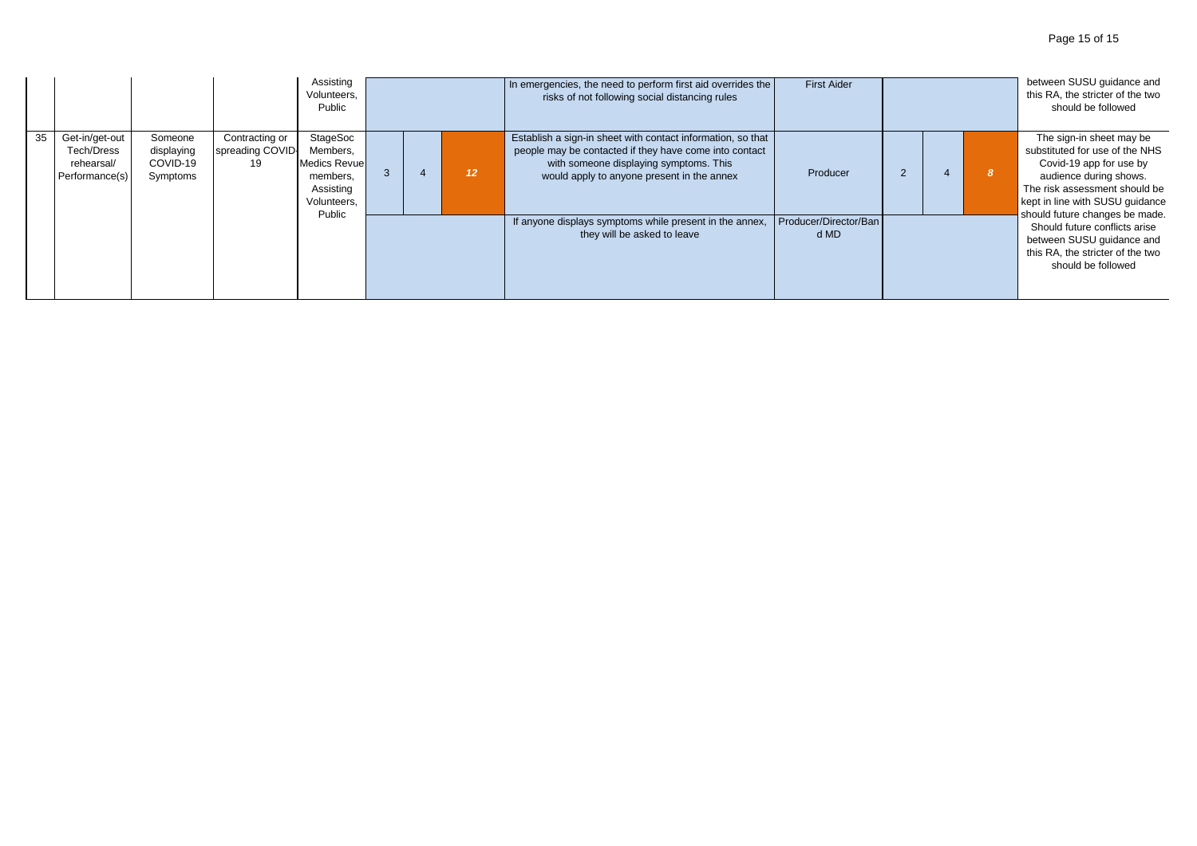| | | | | | | | | | | | | | |
|---|---|---|---|---|---|---|---|---|---|---|---|---|---|
| | | | | Assisting Volunteers, Public | | | | In emergencies, the need to perform first aid overrides the risks of not following social distancing rules | First Aider | | | | between SUSU guidance and this RA, the stricter of the two should be followed |
| 35 | Get-in/get-out Tech/Dress rehearsal/ Performance(s) | Someone displaying COVID-19 Symptoms | Contracting or spreading COVID-19 | StageSoc Members, Medics Revue members, Assisting Volunteers, Public | 3 | 4 | *12* | Establish a sign-in sheet with contact information, so that people may be contacted if they have come into contact with someone displaying symptoms. This would apply to anyone present in the annex | Producer | 2 | 4 | *8* | The sign-in sheet may be substituted for use of the NHS Covid-19 app for use by audience during shows. The risk assessment should be kept in line with SUSU guidance should future changes be made. Should future conflicts arise between SUSU guidance and this RA, the stricter of the two should be followed |
| | | | | | | | | If anyone displays symptoms while present in the annex, they will be asked to leave | Producer/Director/Band MD | | | | |